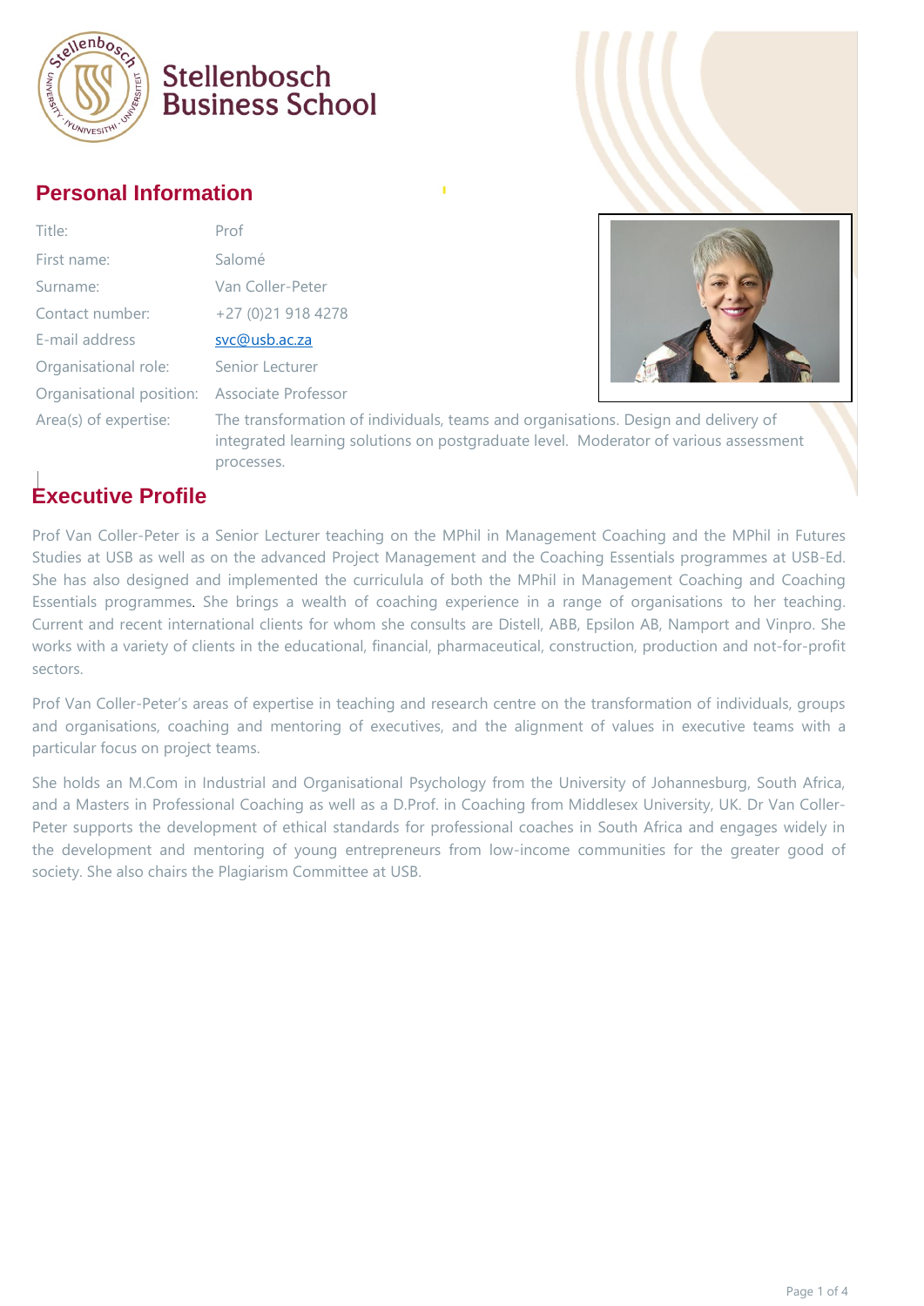Stellenbosch Business School

## Personal Information

| | |
|---|---|
| Title: | Prof |
| First name: | Salomé |
| Surname: | Van Coller-Peter |
| Contact number: | +27 (0)21 918 4278 |
| E-mail address | svc@usb.ac.za |
| Organisational role: | Senior Lecturer |
| Organisational position: | Associate Professor |
| Area(s) of expertise: | The transformation of individuals, teams and organisations. Design and delivery of integrated learning solutions on postgraduate level. Moderator of various assessment processes. |

## Executive Profile

Prof Van Coller-Peter is a Senior Lecturer teaching on the MPhil in Management Coaching and the MPhil in Futures Studies at USB as well as on the advanced Project Management and the Coaching Essentials programmes at USB-Ed. She has also designed and implemented the curriculula of both the MPhil in Management Coaching and Coaching Essentials programmes. She brings a wealth of coaching experience in a range of organisations to her teaching. Current and recent international clients for whom she consults are Distell, ABB, Epsilon AB, Namport and Vinpro. She works with a variety of clients in the educational, financial, pharmaceutical, construction, production and not-for-profit sectors.

Prof Van Coller-Peter's areas of expertise in teaching and research centre on the transformation of individuals, groups and organisations, coaching and mentoring of executives, and the alignment of values in executive teams with a particular focus on project teams.

She holds an M.Com in Industrial and Organisational Psychology from the University of Johannesburg, South Africa, and a Masters in Professional Coaching as well as a D.Prof. in Coaching from Middlesex University, UK. Dr Van Coller-Peter supports the development of ethical standards for professional coaches in South Africa and engages widely in the development and mentoring of young entrepreneurs from low-income communities for the greater good of society. She also chairs the Plagiarism Committee at USB.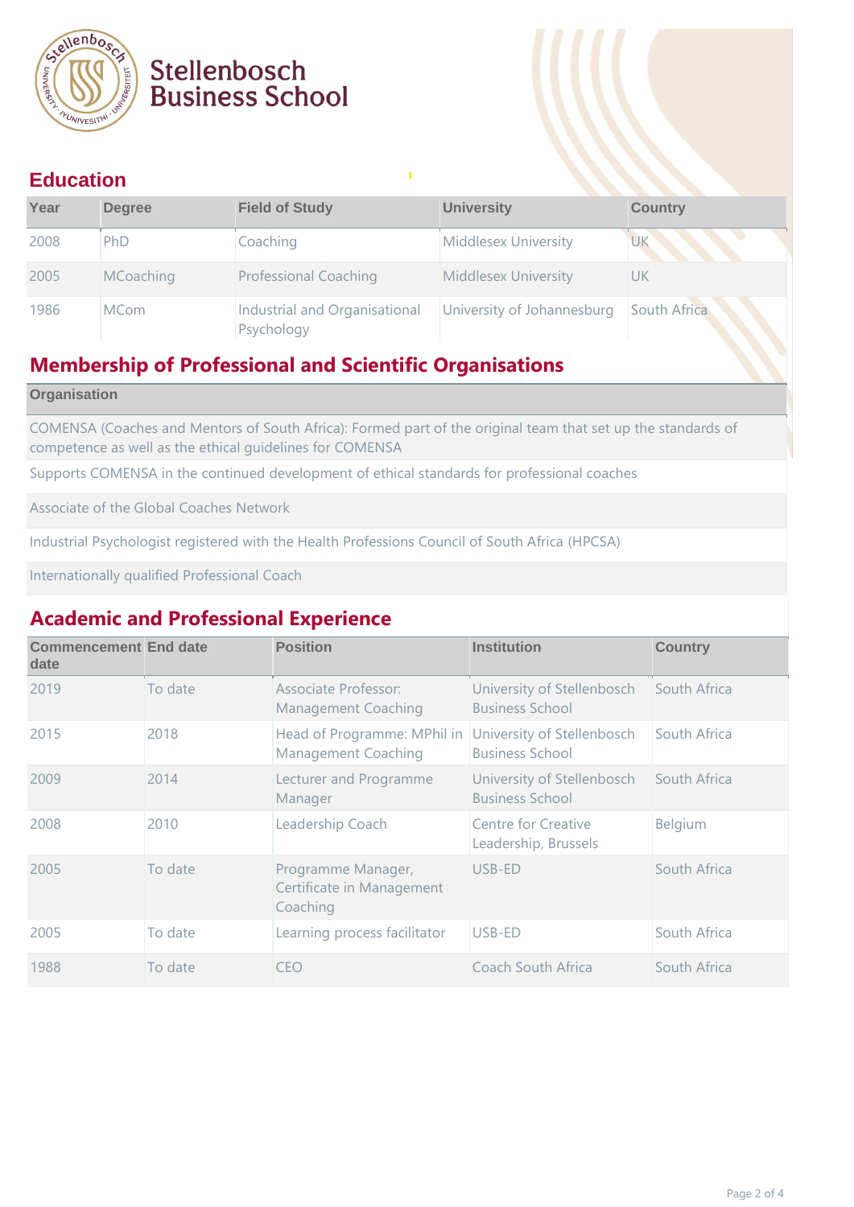Stellenbosch Business School

## Education

| Year | Degree | Field of Study | University | Country |
|---|---|---|---|---|
| 2008 | PhD | Coaching | Middlesex University | UK |
| 2005 | MCoaching | Professional Coaching | Middlesex University | UK |
| 1986 | MCom | Industrial and Organisational Psychology | University of Johannesburg | South Africa |

## Membership of Professional and Scientific Organisations

| Organisation |
|---|
| COMENSA (Coaches and Mentors of South Africa): Formed part of the original team that set up the standards of competence as well as the ethical guidelines for COMENSA |
| Supports COMENSA in the continued development of ethical standards for professional coaches |
| Associate of the Global Coaches Network |
| Industrial Psychologist registered with the Health Professions Council of South Africa (HPCSA) |
| Internationally qualified Professional Coach |

## Academic and Professional Experience

| Commencement date | End date | Position | Institution | Country |
|---|---|---|---|---|
| 2019 | To date | Associate Professor: Management Coaching | University of Stellenbosch Business School | South Africa |
| 2015 | 2018 | Head of Programme: MPhil in Management Coaching | University of Stellenbosch Business School | South Africa |
| 2009 | 2014 | Lecturer and Programme Manager | University of Stellenbosch Business School | South Africa |
| 2008 | 2010 | Leadership Coach | Centre for Creative Leadership, Brussels | Belgium |
| 2005 | To date | Programme Manager, Certificate in Management Coaching | USB-ED | South Africa |
| 2005 | To date | Learning process facilitator | USB-ED | South Africa |
| 1988 | To date | CEO | Coach South Africa | South Africa |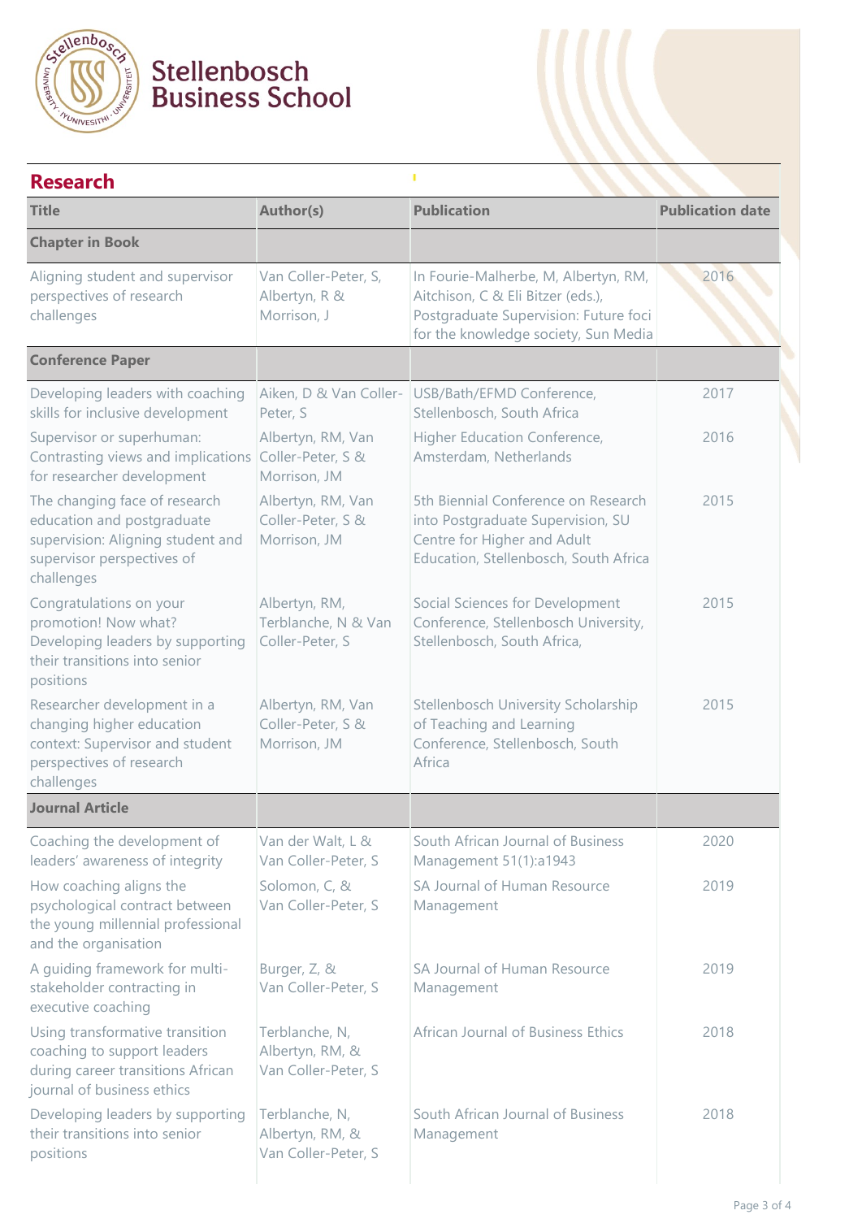## Research

| Title | Author(s) | Publication | Publication date |
|---|---|---|---|
| **Chapter in Book** | | | |
| Aligning student and supervisor perspectives of research challenges | Van Coller-Peter, S, Albertyn, R & Morrison, J | In Fourie-Malherbe, M, Albertyn, RM, Aitchison, C & Eli Bitzer (eds.), Postgraduate Supervision: Future foci for the knowledge society, Sun Media | 2016 |
| **Conference Paper** | | | |
| Developing leaders with coaching skills for inclusive development | Aiken, D & Van Coller-Peter, S | USB/Bath/EFMD Conference, Stellenbosch, South Africa | 2017 |
| Supervisor or superhuman: Contrasting views and implications for researcher development | Albertyn, RM, Van Coller-Peter, S & Morrison, JM | Higher Education Conference, Amsterdam, Netherlands | 2016 |
| The changing face of research education and postgraduate supervision: Aligning student and supervisor perspectives of challenges | Albertyn, RM, Van Coller-Peter, S & Morrison, JM | 5th Biennial Conference on Research into Postgraduate Supervision, SU Centre for Higher and Adult Education, Stellenbosch, South Africa | 2015 |
| Congratulations on your promotion! Now what? Developing leaders by supporting their transitions into senior positions | Albertyn, RM, Terblanche, N & Van Coller-Peter, S | Social Sciences for Development Conference, Stellenbosch University, Stellenbosch, South Africa, | 2015 |
| Researcher development in a changing higher education context: Supervisor and student perspectives of research challenges | Albertyn, RM, Van Coller-Peter, S & Morrison, JM | Stellenbosch University Scholarship of Teaching and Learning Conference, Stellenbosch, South Africa | 2015 |
| **Journal Article** | | | |
| Coaching the development of leaders' awareness of integrity | Van der Walt, L & Van Coller-Peter, S | South African Journal of Business Management 51(1):a1943 | 2020 |
| How coaching aligns the psychological contract between the young millennial professional and the organisation | Solomon, C, & Van Coller-Peter, S | SA Journal of Human Resource Management | 2019 |
| A guiding framework for multi-stakeholder contracting in executive coaching | Burger, Z, & Van Coller-Peter, S | SA Journal of Human Resource Management | 2019 |
| Using transformative transition coaching to support leaders during career transitions African journal of business ethics | Terblanche, N, Albertyn, RM, & Van Coller-Peter, S | African Journal of Business Ethics | 2018 |
| Developing leaders by supporting their transitions into senior positions | Terblanche, N, Albertyn, RM, & Van Coller-Peter, S | South African Journal of Business Management | 2018 |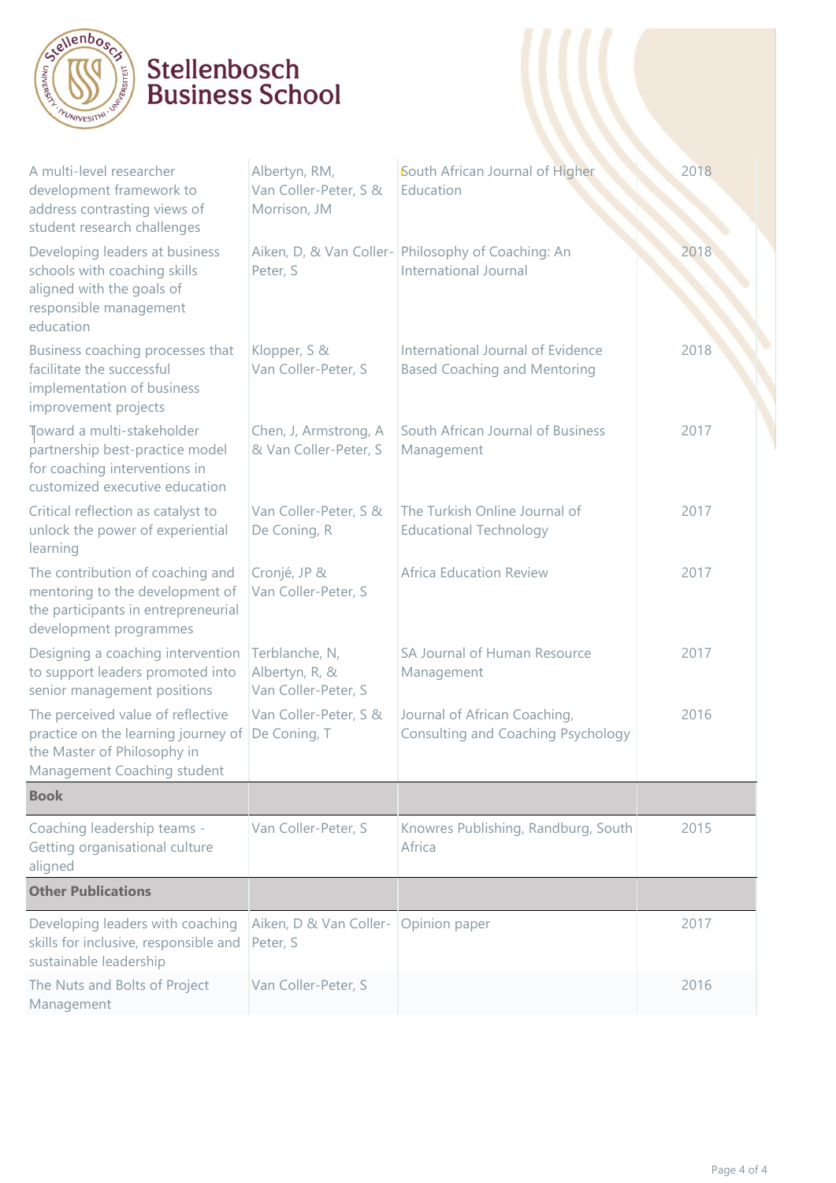| | | | |
|---|---|---|---|
| A multi-level researcher development framework to address contrasting views of student research challenges | Albertyn, RM, Van Coller-Peter, S & Morrison, JM | South African Journal of Higher Education | 2018 |
| Developing leaders at business schools with coaching skills aligned with the goals of responsible management education | Aiken, D, & Van Coller-Peter, S | Philosophy of Coaching: An International Journal | 2018 |
| Business coaching processes that facilitate the successful implementation of business improvement projects | Klopper, S & Van Coller-Peter, S | International Journal of Evidence Based Coaching and Mentoring | 2018 |
| Toward a multi-stakeholder partnership best-practice model for coaching interventions in customized executive education | Chen, J, Armstrong, A & Van Coller-Peter, S | South African Journal of Business Management | 2017 |
| Critical reflection as catalyst to unlock the power of experiential learning | Van Coller-Peter, S & De Coning, R | The Turkish Online Journal of Educational Technology | 2017 |
| The contribution of coaching and mentoring to the development of the participants in entrepreneurial development programmes | Cronjé, JP & Van Coller-Peter, S | Africa Education Review | 2017 |
| Designing a coaching intervention to support leaders promoted into senior management positions | Terblanche, N, Albertyn, R, & Van Coller-Peter, S | SA Journal of Human Resource Management | 2017 |
| The perceived value of reflective practice on the learning journey of the Master of Philosophy in Management Coaching student | Van Coller-Peter, S & De Coning, T | Journal of African Coaching, Consulting and Coaching Psychology | 2016 |
| **Book** | | | |
| Coaching leadership teams - Getting organisational culture aligned | Van Coller-Peter, S | Knowres Publishing, Randburg, South Africa | 2015 |
| **Other Publications** | | | |
| Developing leaders with coaching skills for inclusive, responsible and sustainable leadership | Aiken, D & Van Coller-Peter, S | Opinion paper | 2017 |
| The Nuts and Bolts of Project Management | Van Coller-Peter, S | | 2016 |